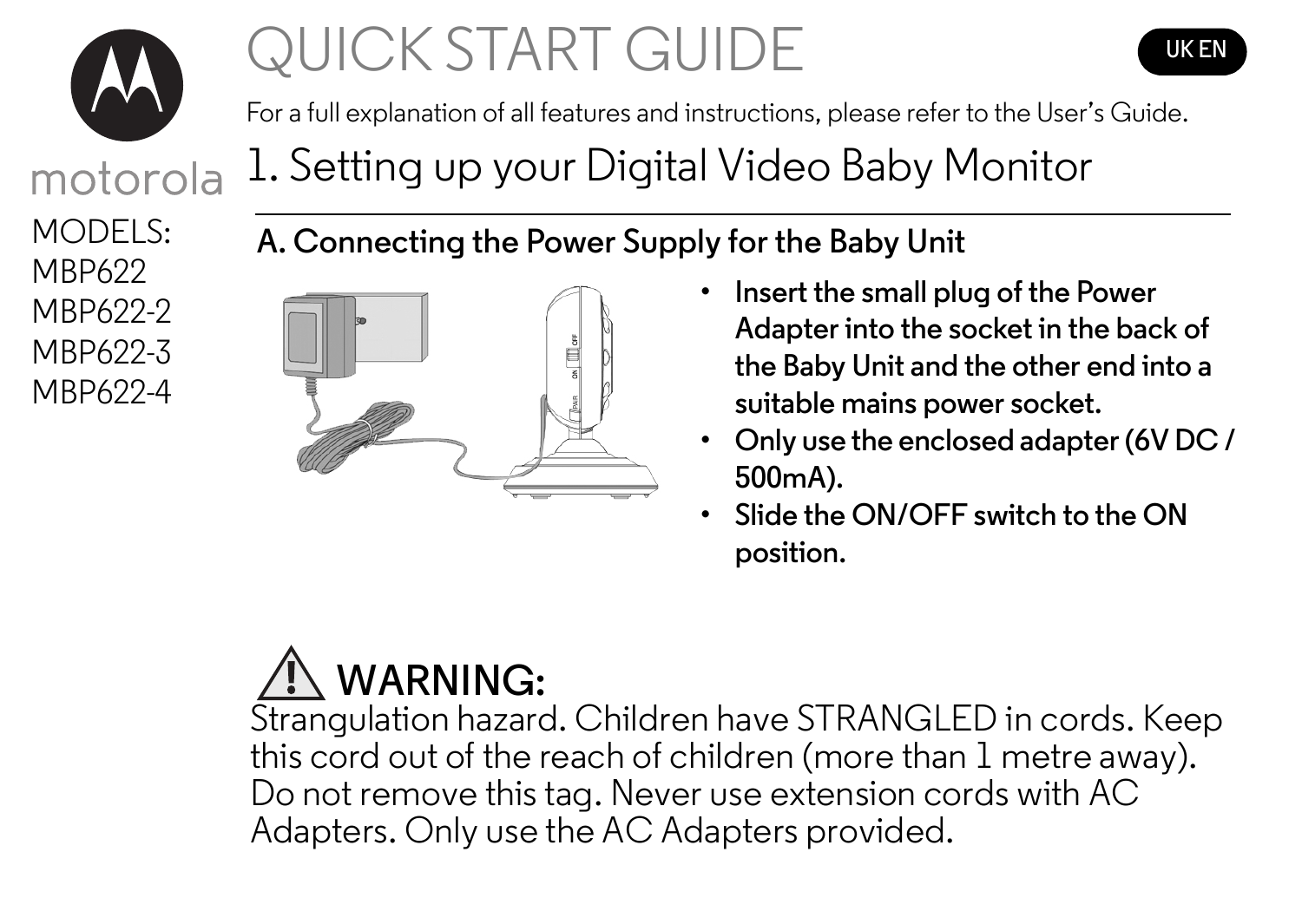# QUICK START GUIDE

UK EN

For a full explanation of all features and instructions, please refer to the User's Guide.

motorola

MODELS:
MBP622
MBP622-2
MBP622-3
MBP622-4

## 1. Setting up your Digital Video Baby Monitor

### A. Connecting the Power Supply for the Baby Unit

- **Insert the small plug of the Power Adapter into the socket in the back of the Baby Unit and the other end into a suitable mains power socket.**
- **Only use the enclosed adapter (6V DC / 500mA).**
- **Slide the ON/OFF switch to the ON position.**

## ⚠ WARNING:

Strangulation hazard. Children have STRANGLED in cords. Keep this cord out of the reach of children (more than 1 metre away). Do not remove this tag. Never use extension cords with AC Adapters. Only use the AC Adapters provided.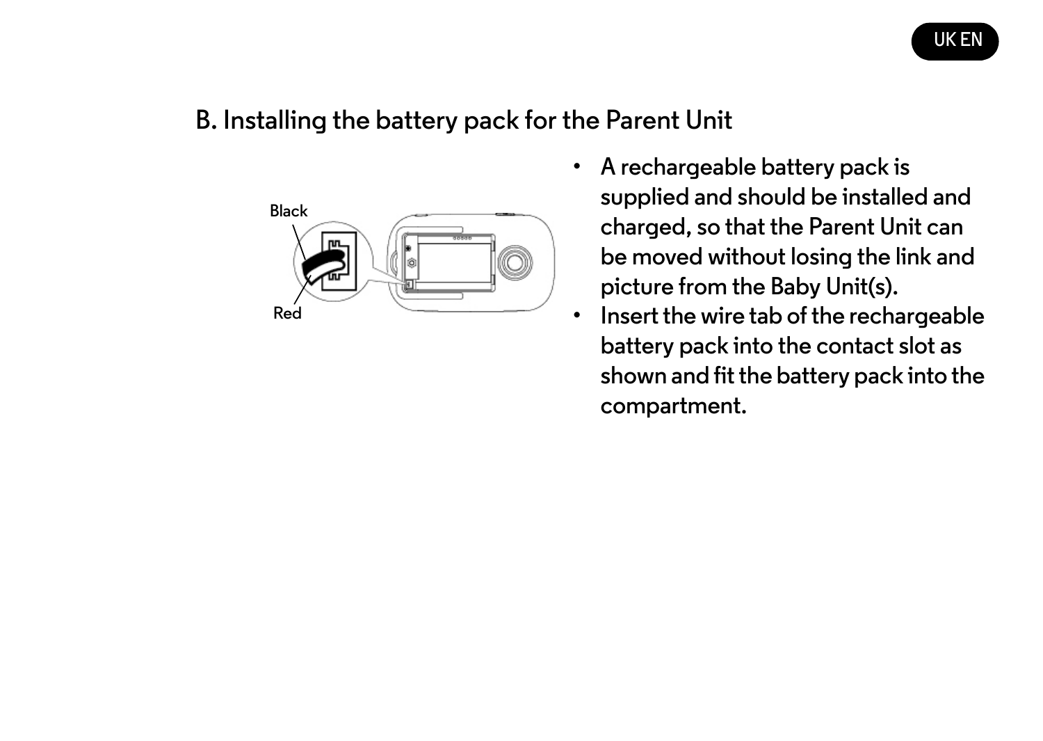## B. Installing the battery pack for the Parent Unit

Black

Red

- A rechargeable battery pack is supplied and should be installed and charged, so that the Parent Unit can be moved without losing the link and picture from the Baby Unit(s).
- Insert the wire tab of the rechargeable battery pack into the contact slot as shown and fit the battery pack into the compartment.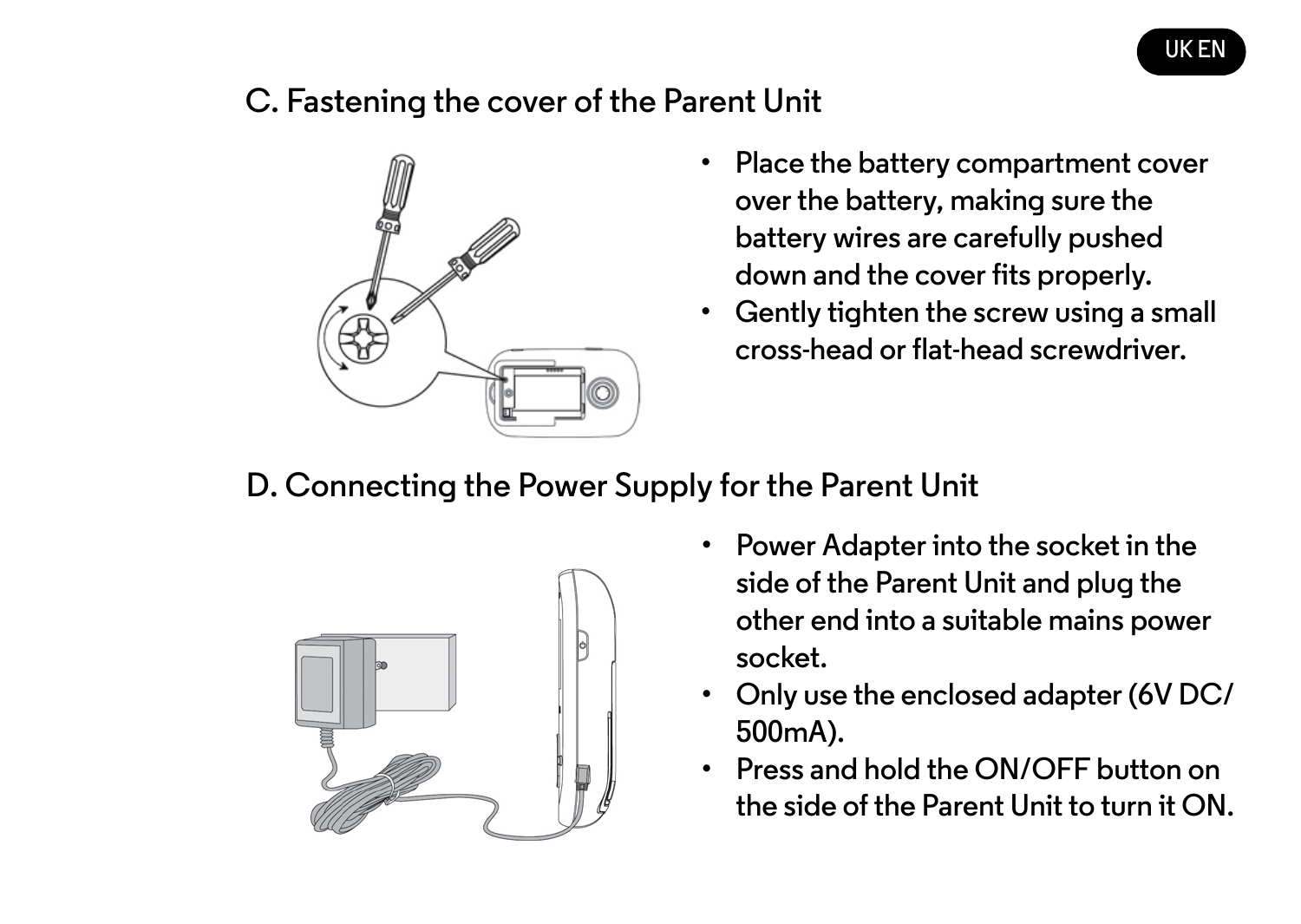## C. Fastening the cover of the Parent Unit

- Place the battery compartment cover over the battery, making sure the battery wires are carefully pushed down and the cover fits properly.
- Gently tighten the screw using a small cross-head or flat-head screwdriver.

## D. Connecting the Power Supply for the Parent Unit

- Power Adapter into the socket in the side of the Parent Unit and plug the other end into a suitable mains power socket.
- Only use the enclosed adapter (6V DC/ 500mA).
- Press and hold the ON/OFF button on the side of the Parent Unit to turn it ON.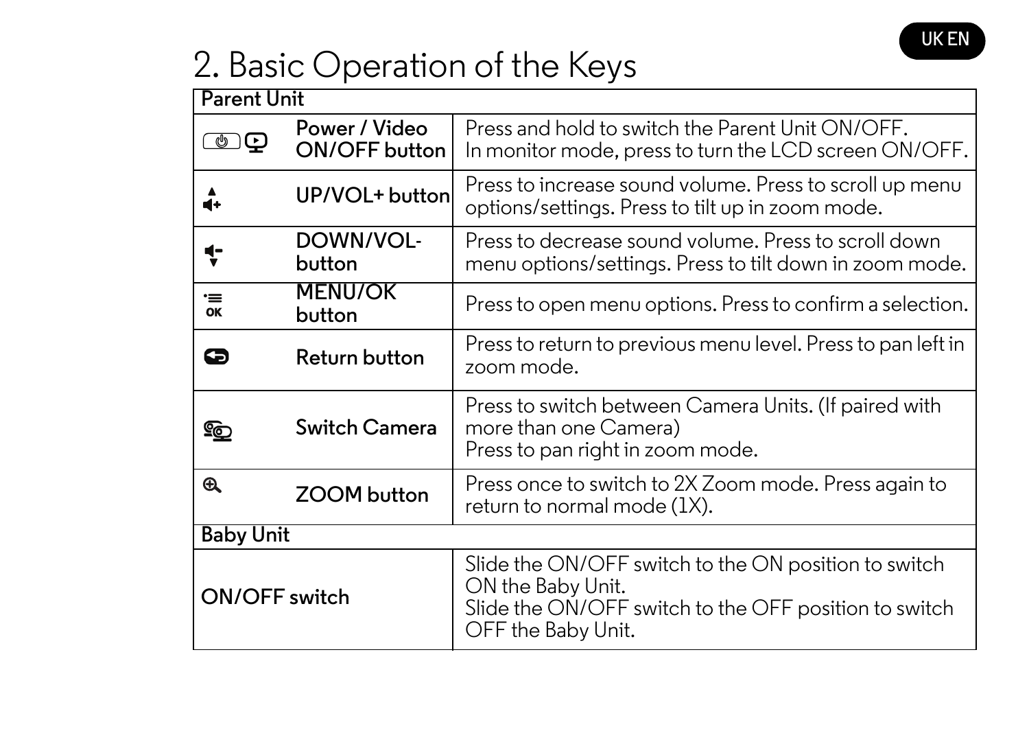## 2. Basic Operation of the Keys

| Parent Unit | | |
|---|---|---|
| | Power / Video ON/OFF button | Press and hold to switch the Parent Unit ON/OFF. In monitor mode, press to turn the LCD screen ON/OFF. |
| | UP/VOL+ button | Press to increase sound volume. Press to scroll up menu options/settings. Press to tilt up in zoom mode. |
| | DOWN/VOL- button | Press to decrease sound volume. Press to scroll down menu options/settings. Press to tilt down in zoom mode. |
| OK | MENU/OK button | Press to open menu options. Press to confirm a selection. |
| | Return button | Press to return to previous menu level. Press to pan left in zoom mode. |
| | Switch Camera | Press to switch between Camera Units. (If paired with more than one Camera)<br>Press to pan right in zoom mode. |
| | ZOOM button | Press once to switch to 2X Zoom mode. Press again to return to normal mode (1X). |
| **Baby Unit** | | |
| ON/OFF switch | | Slide the ON/OFF switch to the ON position to switch ON the Baby Unit.<br>Slide the ON/OFF switch to the OFF position to switch OFF the Baby Unit. |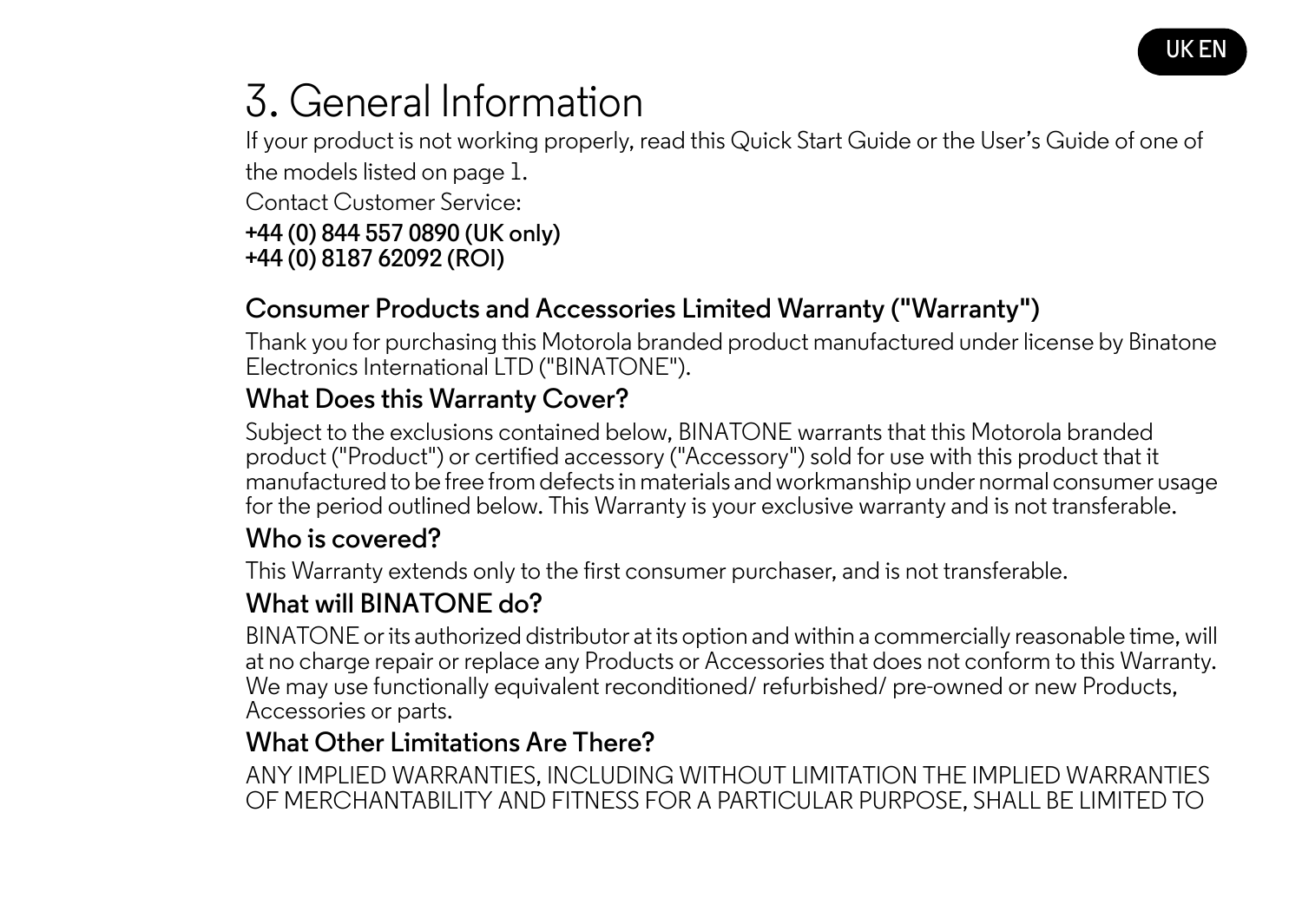# 3. General Information

If your product is not working properly, read this Quick Start Guide or the User's Guide of one of the models listed on page 1.

Contact Customer Service:

**+44 (0) 844 557 0890 (UK only)**
**+44 (0) 8187 62092 (ROI)**

## Consumer Products and Accessories Limited Warranty ("Warranty")

Thank you for purchasing this Motorola branded product manufactured under license by Binatone Electronics International LTD ("BINATONE").

### What Does this Warranty Cover?

Subject to the exclusions contained below, BINATONE warrants that this Motorola branded product ("Product") or certified accessory ("Accessory") sold for use with this product that it manufactured to be free from defects in materials and workmanship under normal consumer usage for the period outlined below. This Warranty is your exclusive warranty and is not transferable.

### Who is covered?

This Warranty extends only to the first consumer purchaser, and is not transferable.

### What will BINATONE do?

BINATONE or its authorized distributor at its option and within a commercially reasonable time, will at no charge repair or replace any Products or Accessories that does not conform to this Warranty. We may use functionally equivalent reconditioned/ refurbished/ pre-owned or new Products, Accessories or parts.

### What Other Limitations Are There?

ANY IMPLIED WARRANTIES, INCLUDING WITHOUT LIMITATION THE IMPLIED WARRANTIES OF MERCHANTABILITY AND FITNESS FOR A PARTICULAR PURPOSE, SHALL BE LIMITED TO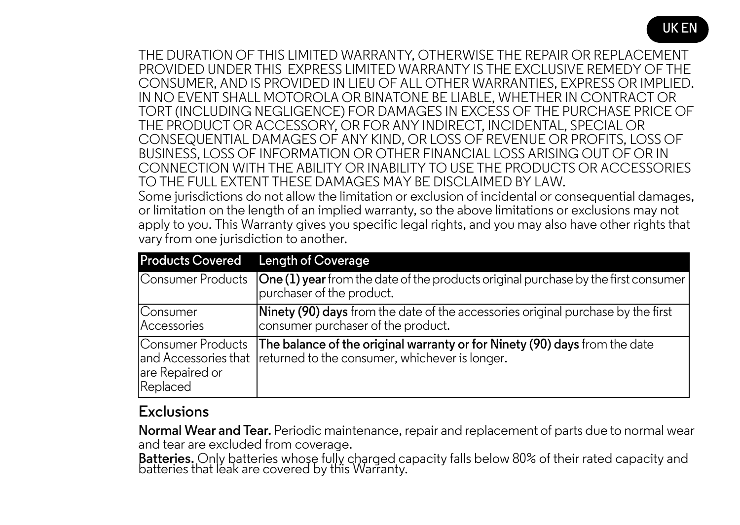THE DURATION OF THIS LIMITED WARRANTY, OTHERWISE THE REPAIR OR REPLACEMENT PROVIDED UNDER THIS EXPRESS LIMITED WARRANTY IS THE EXCLUSIVE REMEDY OF THE CONSUMER, AND IS PROVIDED IN LIEU OF ALL OTHER WARRANTIES, EXPRESS OR IMPLIED. IN NO EVENT SHALL MOTOROLA OR BINATONE BE LIABLE, WHETHER IN CONTRACT OR TORT (INCLUDING NEGLIGENCE) FOR DAMAGES IN EXCESS OF THE PURCHASE PRICE OF THE PRODUCT OR ACCESSORY, OR FOR ANY INDIRECT, INCIDENTAL, SPECIAL OR CONSEQUENTIAL DAMAGES OF ANY KIND, OR LOSS OF REVENUE OR PROFITS, LOSS OF BUSINESS, LOSS OF INFORMATION OR OTHER FINANCIAL LOSS ARISING OUT OF OR IN CONNECTION WITH THE ABILITY OR INABILITY TO USE THE PRODUCTS OR ACCESSORIES TO THE FULL EXTENT THESE DAMAGES MAY BE DISCLAIMED BY LAW.
Some jurisdictions do not allow the limitation or exclusion of incidental or consequential damages, or limitation on the length of an implied warranty, so the above limitations or exclusions may not apply to you. This Warranty gives you specific legal rights, and you may also have other rights that vary from one jurisdiction to another.

| Products Covered | Length of Coverage |
|---|---|
| Consumer Products | **One (1) year** from the date of the products original purchase by the first consumer purchaser of the product. |
| Consumer Accessories | **Ninety (90) days** from the date of the accessories original purchase by the first consumer purchaser of the product. |
| Consumer Products and Accessories that are Repaired or Replaced | **The balance of the original warranty or for Ninety (90) days** from the date returned to the consumer, whichever is longer. |

## Exclusions

**Normal Wear and Tear.** Periodic maintenance, repair and replacement of parts due to normal wear and tear are excluded from coverage.
**Batteries.** Only batteries whose fully charged capacity falls below 80% of their rated capacity and batteries that leak are covered by this Warranty.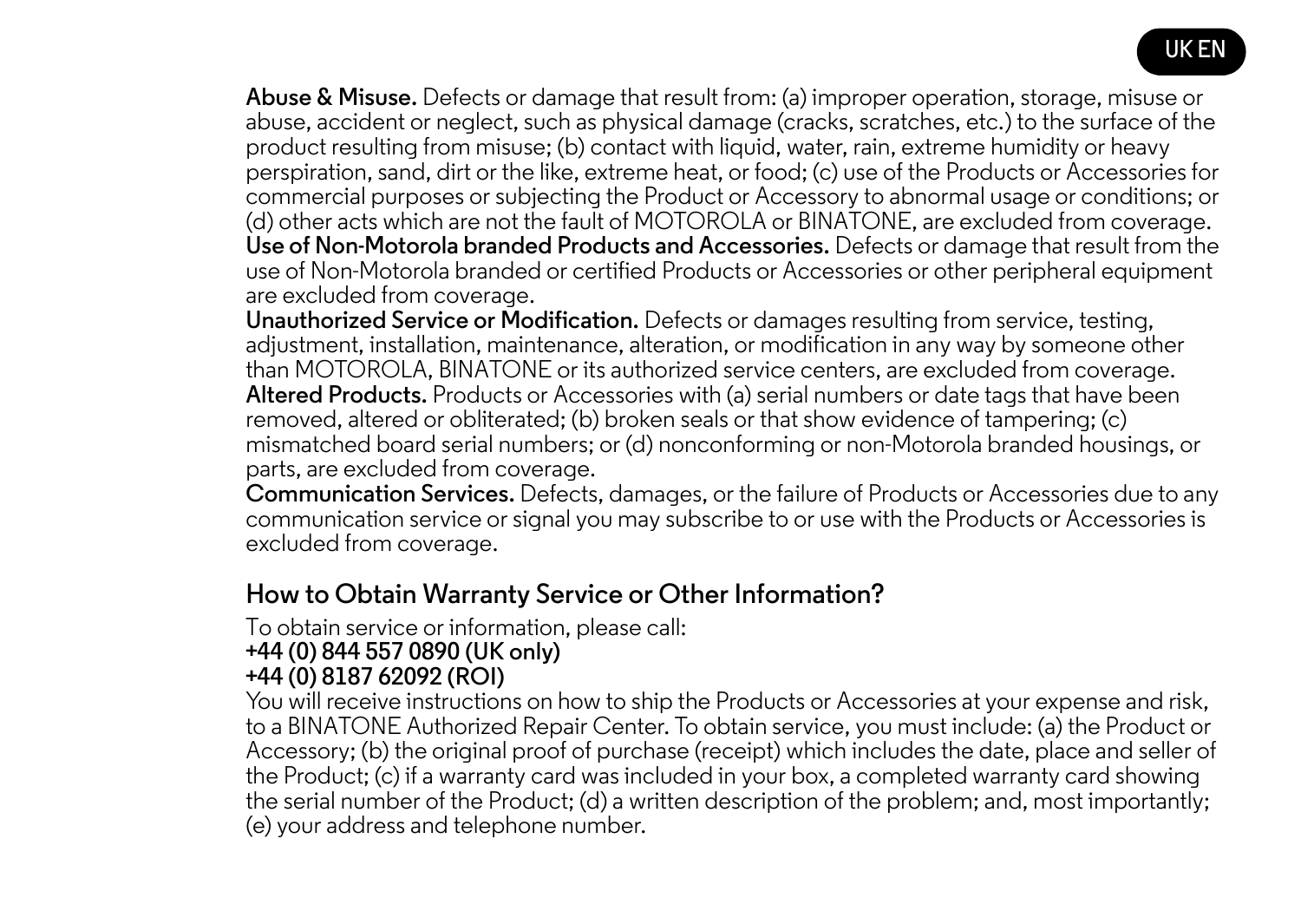**Abuse & Misuse.** Defects or damage that result from: (a) improper operation, storage, misuse or abuse, accident or neglect, such as physical damage (cracks, scratches, etc.) to the surface of the product resulting from misuse; (b) contact with liquid, water, rain, extreme humidity or heavy perspiration, sand, dirt or the like, extreme heat, or food; (c) use of the Products or Accessories for commercial purposes or subjecting the Product or Accessory to abnormal usage or conditions; or (d) other acts which are not the fault of MOTOROLA or BINATONE, are excluded from coverage.

**Use of Non-Motorola branded Products and Accessories.** Defects or damage that result from the use of Non-Motorola branded or certified Products or Accessories or other peripheral equipment are excluded from coverage.

**Unauthorized Service or Modification.** Defects or damages resulting from service, testing, adjustment, installation, maintenance, alteration, or modification in any way by someone other than MOTOROLA, BINATONE or its authorized service centers, are excluded from coverage.

**Altered Products.** Products or Accessories with (a) serial numbers or date tags that have been removed, altered or obliterated; (b) broken seals or that show evidence of tampering; (c) mismatched board serial numbers; or (d) nonconforming or non-Motorola branded housings, or parts, are excluded from coverage.

**Communication Services.** Defects, damages, or the failure of Products or Accessories due to any communication service or signal you may subscribe to or use with the Products or Accessories is excluded from coverage.

## How to Obtain Warranty Service or Other Information?

To obtain service or information, please call:
**+44 (0) 844 557 0890 (UK only)**
**+44 (0) 8187 62092 (ROI)**

You will receive instructions on how to ship the Products or Accessories at your expense and risk, to a BINATONE Authorized Repair Center. To obtain service, you must include: (a) the Product or Accessory; (b) the original proof of purchase (receipt) which includes the date, place and seller of the Product; (c) if a warranty card was included in your box, a completed warranty card showing the serial number of the Product; (d) a written description of the problem; and, most importantly; (e) your address and telephone number.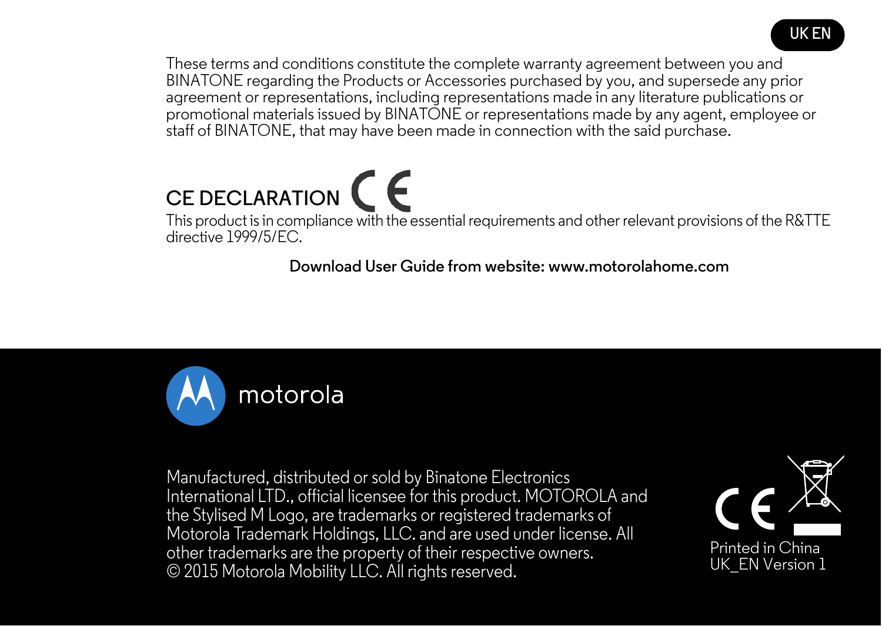These terms and conditions constitute the complete warranty agreement between you and BINATONE regarding the Products or Accessories purchased by you, and supersede any prior agreement or representations, including representations made in any literature publications or promotional materials issued by BINATONE or representations made by any agent, employee or staff of BINATONE, that may have been made in connection with the said purchase.

## CE DECLARATION

This product is in compliance with the essential requirements and other relevant provisions of the R&TTE directive 1999/5/EC.

**Download User Guide from website: www.motorolahome.com**

motorola

Manufactured, distributed or sold by Binatone Electronics International LTD., official licensee for this product. MOTOROLA and the Stylised M Logo, are trademarks or registered trademarks of Motorola Trademark Holdings, LLC. and are used under license. All other trademarks are the property of their respective owners. © 2015 Motorola Mobility LLC. All rights reserved.

Printed in China
UK_EN Version 1